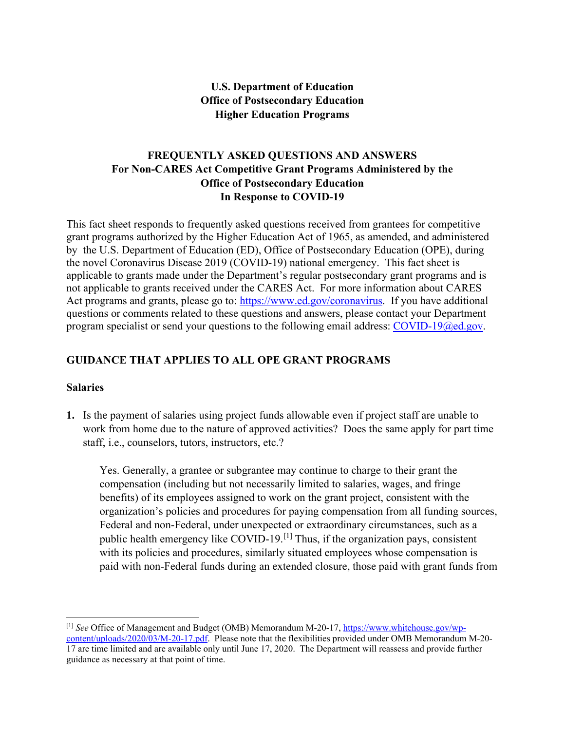**U.S. Department of Education**
**Office of Postsecondary Education**
**Higher Education Programs**

# FREQUENTLY ASKED QUESTIONS AND ANSWERS For Non-CARES Act Competitive Grant Programs Administered by the Office of Postsecondary Education In Response to COVID-19

This fact sheet responds to frequently asked questions received from grantees for competitive grant programs authorized by the Higher Education Act of 1965, as amended, and administered by the U.S. Department of Education (ED), Office of Postsecondary Education (OPE), during the novel Coronavirus Disease 2019 (COVID-19) national emergency. This fact sheet is applicable to grants made under the Department's regular postsecondary grant programs and is not applicable to grants received under the CARES Act. For more information about CARES Act programs and grants, please go to: https://www.ed.gov/coronavirus. If you have additional questions or comments related to these questions and answers, please contact your Department program specialist or send your questions to the following email address: COVID-19@ed.gov.

## GUIDANCE THAT APPLIES TO ALL OPE GRANT PROGRAMS

### Salaries

**1.** Is the payment of salaries using project funds allowable even if project staff are unable to work from home due to the nature of approved activities? Does the same apply for part time staff, i.e., counselors, tutors, instructors, etc.?

Yes. Generally, a grantee or subgrantee may continue to charge to their grant the compensation (including but not necessarily limited to salaries, wages, and fringe benefits) of its employees assigned to work on the grant project, consistent with the organization's policies and procedures for paying compensation from all funding sources, Federal and non-Federal, under unexpected or extraordinary circumstances, such as a public health emergency like COVID-19.[1] Thus, if the organization pays, consistent with its policies and procedures, similarly situated employees whose compensation is paid with non-Federal funds during an extended closure, those paid with grant funds from

[1] *See* Office of Management and Budget (OMB) Memorandum M-20-17, https://www.whitehouse.gov/wp-content/uploads/2020/03/M-20-17.pdf. Please note that the flexibilities provided under OMB Memorandum M-20-17 are time limited and are available only until June 17, 2020. The Department will reassess and provide further guidance as necessary at that point of time.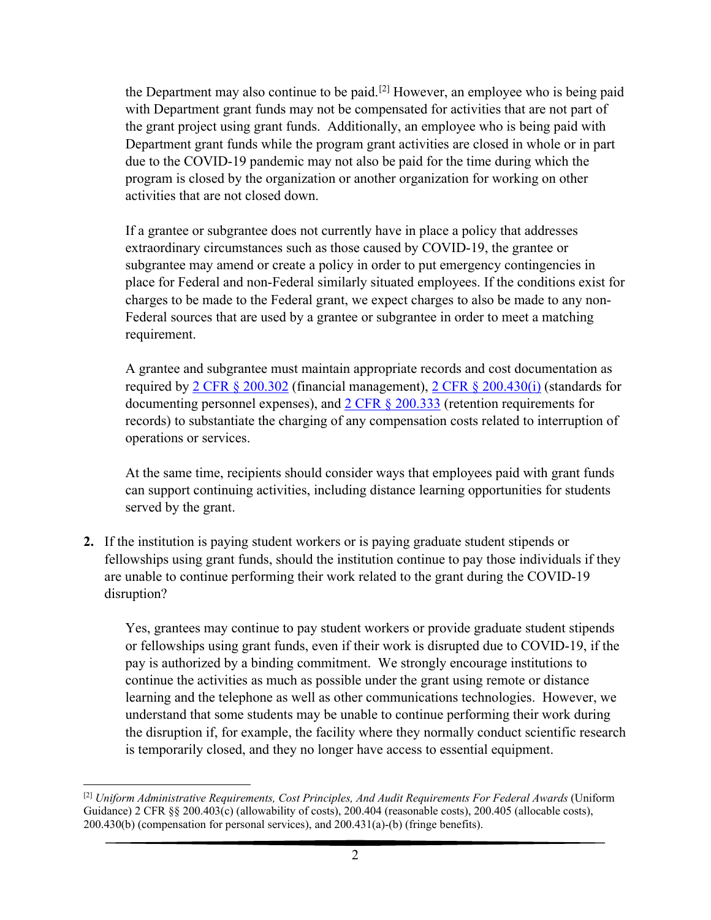the Department may also continue to be paid.[2] However, an employee who is being paid with Department grant funds may not be compensated for activities that are not part of the grant project using grant funds. Additionally, an employee who is being paid with Department grant funds while the program grant activities are closed in whole or in part due to the COVID-19 pandemic may not also be paid for the time during which the program is closed by the organization or another organization for working on other activities that are not closed down.

If a grantee or subgrantee does not currently have in place a policy that addresses extraordinary circumstances such as those caused by COVID-19, the grantee or subgrantee may amend or create a policy in order to put emergency contingencies in place for Federal and non-Federal similarly situated employees. If the conditions exist for charges to be made to the Federal grant, we expect charges to also be made to any non-Federal sources that are used by a grantee or subgrantee in order to meet a matching requirement.

A grantee and subgrantee must maintain appropriate records and cost documentation as required by 2 CFR § 200.302 (financial management), 2 CFR § 200.430(i) (standards for documenting personnel expenses), and 2 CFR § 200.333 (retention requirements for records) to substantiate the charging of any compensation costs related to interruption of operations or services.

At the same time, recipients should consider ways that employees paid with grant funds can support continuing activities, including distance learning opportunities for students served by the grant.

**2.** If the institution is paying student workers or is paying graduate student stipends or fellowships using grant funds, should the institution continue to pay those individuals if they are unable to continue performing their work related to the grant during the COVID-19 disruption?

Yes, grantees may continue to pay student workers or provide graduate student stipends or fellowships using grant funds, even if their work is disrupted due to COVID-19, if the pay is authorized by a binding commitment. We strongly encourage institutions to continue the activities as much as possible under the grant using remote or distance learning and the telephone as well as other communications technologies. However, we understand that some students may be unable to continue performing their work during the disruption if, for example, the facility where they normally conduct scientific research is temporarily closed, and they no longer have access to essential equipment.

[2] *Uniform Administrative Requirements, Cost Principles, And Audit Requirements For Federal Awards* (Uniform Guidance) 2 CFR §§ 200.403(c) (allowability of costs), 200.404 (reasonable costs), 200.405 (allocable costs), 200.430(b) (compensation for personal services), and 200.431(a)-(b) (fringe benefits).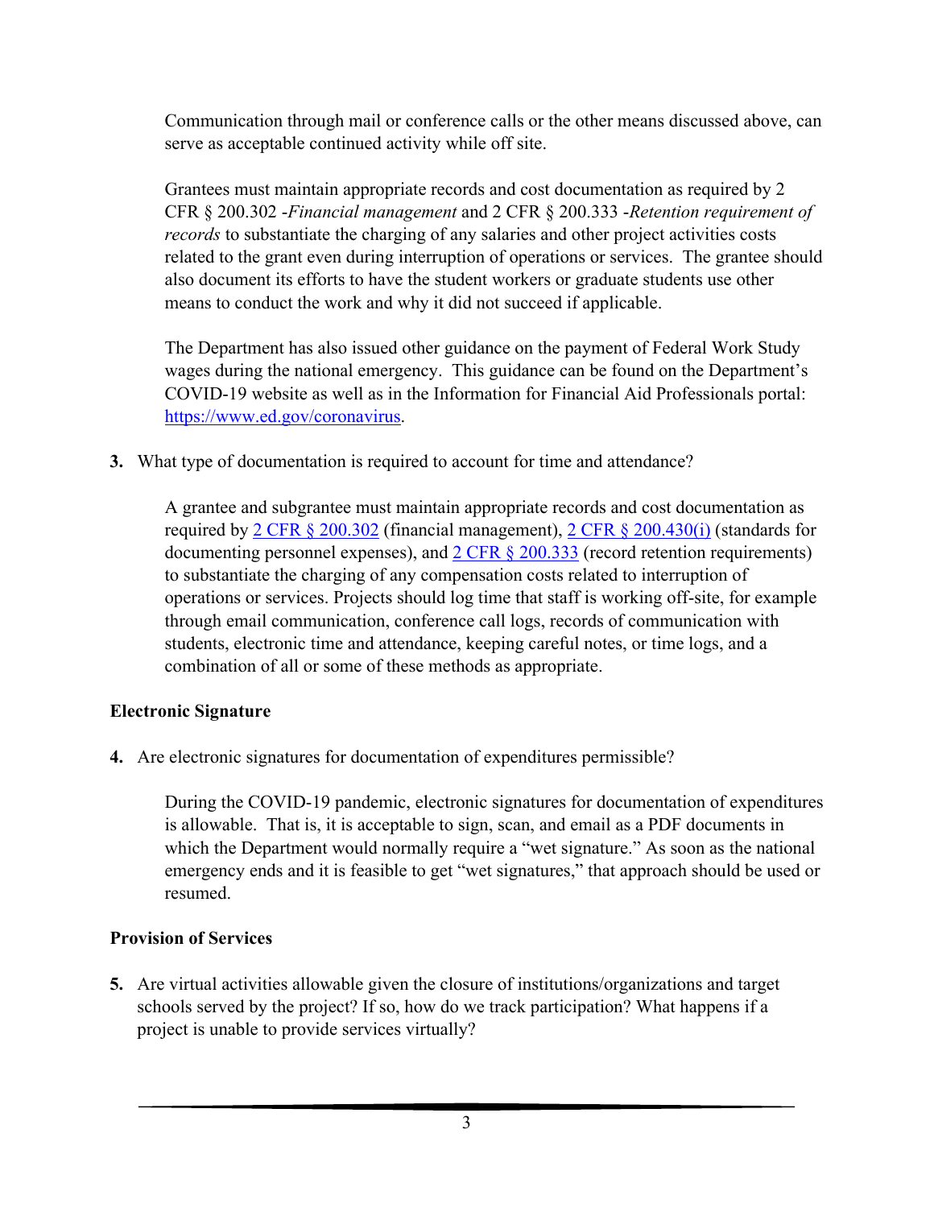Communication through mail or conference calls or the other means discussed above, can serve as acceptable continued activity while off site.

Grantees must maintain appropriate records and cost documentation as required by 2 CFR § 200.302 -*Financial management* and 2 CFR § 200.333 -*Retention requirement of records* to substantiate the charging of any salaries and other project activities costs related to the grant even during interruption of operations or services. The grantee should also document its efforts to have the student workers or graduate students use other means to conduct the work and why it did not succeed if applicable.

The Department has also issued other guidance on the payment of Federal Work Study wages during the national emergency. This guidance can be found on the Department's COVID-19 website as well as in the Information for Financial Aid Professionals portal: [https://www.ed.gov/coronavirus](https://www.ed.gov/coronavirus).

**3.** What type of documentation is required to account for time and attendance?

A grantee and subgrantee must maintain appropriate records and cost documentation as required by [2 CFR § 200.302](#) (financial management), [2 CFR § 200.430(i)](#) (standards for documenting personnel expenses), and [2 CFR § 200.333](#) (record retention requirements) to substantiate the charging of any compensation costs related to interruption of operations or services. Projects should log time that staff is working off-site, for example through email communication, conference call logs, records of communication with students, electronic time and attendance, keeping careful notes, or time logs, and a combination of all or some of these methods as appropriate.

### Electronic Signature

**4.** Are electronic signatures for documentation of expenditures permissible?

During the COVID-19 pandemic, electronic signatures for documentation of expenditures is allowable. That is, it is acceptable to sign, scan, and email as a PDF documents in which the Department would normally require a "wet signature." As soon as the national emergency ends and it is feasible to get "wet signatures," that approach should be used or resumed.

### Provision of Services

**5.** Are virtual activities allowable given the closure of institutions/organizations and target schools served by the project? If so, how do we track participation? What happens if a project is unable to provide services virtually?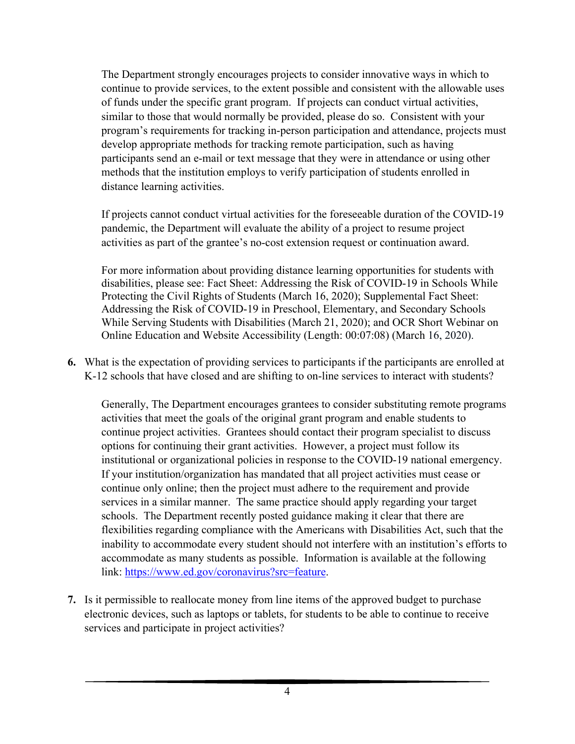The Department strongly encourages projects to consider innovative ways in which to continue to provide services, to the extent possible and consistent with the allowable uses of funds under the specific grant program. If projects can conduct virtual activities, similar to those that would normally be provided, please do so. Consistent with your program's requirements for tracking in-person participation and attendance, projects must develop appropriate methods for tracking remote participation, such as having participants send an e-mail or text message that they were in attendance or using other methods that the institution employs to verify participation of students enrolled in distance learning activities.

If projects cannot conduct virtual activities for the foreseeable duration of the COVID-19 pandemic, the Department will evaluate the ability of a project to resume project activities as part of the grantee's no-cost extension request or continuation award.

For more information about providing distance learning opportunities for students with disabilities, please see: Fact Sheet: Addressing the Risk of COVID-19 in Schools While Protecting the Civil Rights of Students (March 16, 2020); Supplemental Fact Sheet: Addressing the Risk of COVID-19 in Preschool, Elementary, and Secondary Schools While Serving Students with Disabilities (March 21, 2020); and OCR Short Webinar on Online Education and Website Accessibility (Length: 00:07:08) (March 16, 2020).

**6.** What is the expectation of providing services to participants if the participants are enrolled at K-12 schools that have closed and are shifting to on-line services to interact with students?

Generally, The Department encourages grantees to consider substituting remote programs activities that meet the goals of the original grant program and enable students to continue project activities. Grantees should contact their program specialist to discuss options for continuing their grant activities. However, a project must follow its institutional or organizational policies in response to the COVID-19 national emergency. If your institution/organization has mandated that all project activities must cease or continue only online; then the project must adhere to the requirement and provide services in a similar manner. The same practice should apply regarding your target schools. The Department recently posted guidance making it clear that there are flexibilities regarding compliance with the Americans with Disabilities Act, such that the inability to accommodate every student should not interfere with an institution's efforts to accommodate as many students as possible. Information is available at the following link: https://www.ed.gov/coronavirus?src=feature.

**7.** Is it permissible to reallocate money from line items of the approved budget to purchase electronic devices, such as laptops or tablets, for students to be able to continue to receive services and participate in project activities?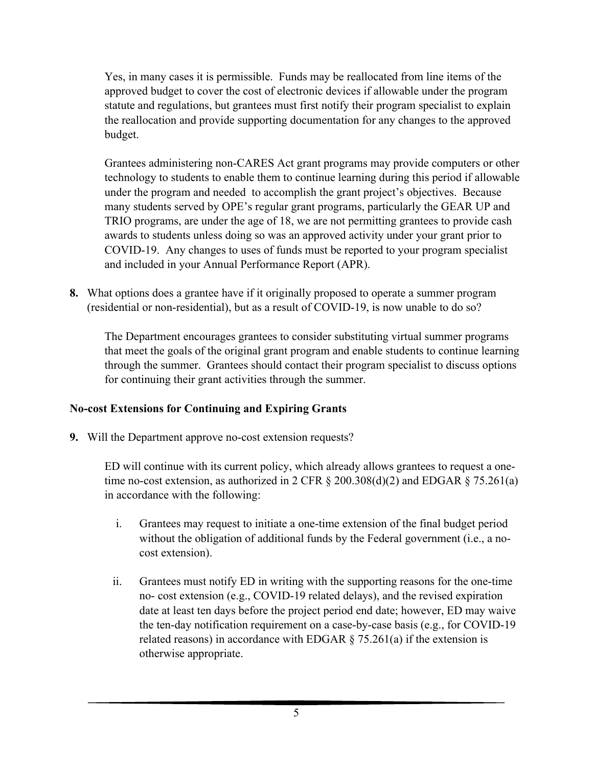Yes, in many cases it is permissible. Funds may be reallocated from line items of the approved budget to cover the cost of electronic devices if allowable under the program statute and regulations, but grantees must first notify their program specialist to explain the reallocation and provide supporting documentation for any changes to the approved budget.

Grantees administering non-CARES Act grant programs may provide computers or other technology to students to enable them to continue learning during this period if allowable under the program and needed to accomplish the grant project's objectives. Because many students served by OPE's regular grant programs, particularly the GEAR UP and TRIO programs, are under the age of 18, we are not permitting grantees to provide cash awards to students unless doing so was an approved activity under your grant prior to COVID-19. Any changes to uses of funds must be reported to your program specialist and included in your Annual Performance Report (APR).

**8.** What options does a grantee have if it originally proposed to operate a summer program (residential or non-residential), but as a result of COVID-19, is now unable to do so?

The Department encourages grantees to consider substituting virtual summer programs that meet the goals of the original grant program and enable students to continue learning through the summer. Grantees should contact their program specialist to discuss options for continuing their grant activities through the summer.

### No-cost Extensions for Continuing and Expiring Grants

**9.** Will the Department approve no-cost extension requests?

ED will continue with its current policy, which already allows grantees to request a one-time no-cost extension, as authorized in 2 CFR § 200.308(d)(2) and EDGAR § 75.261(a) in accordance with the following:

i. Grantees may request to initiate a one-time extension of the final budget period without the obligation of additional funds by the Federal government (i.e., a no-cost extension).

ii. Grantees must notify ED in writing with the supporting reasons for the one-time no- cost extension (e.g., COVID-19 related delays), and the revised expiration date at least ten days before the project period end date; however, ED may waive the ten-day notification requirement on a case-by-case basis (e.g., for COVID-19 related reasons) in accordance with EDGAR § 75.261(a) if the extension is otherwise appropriate.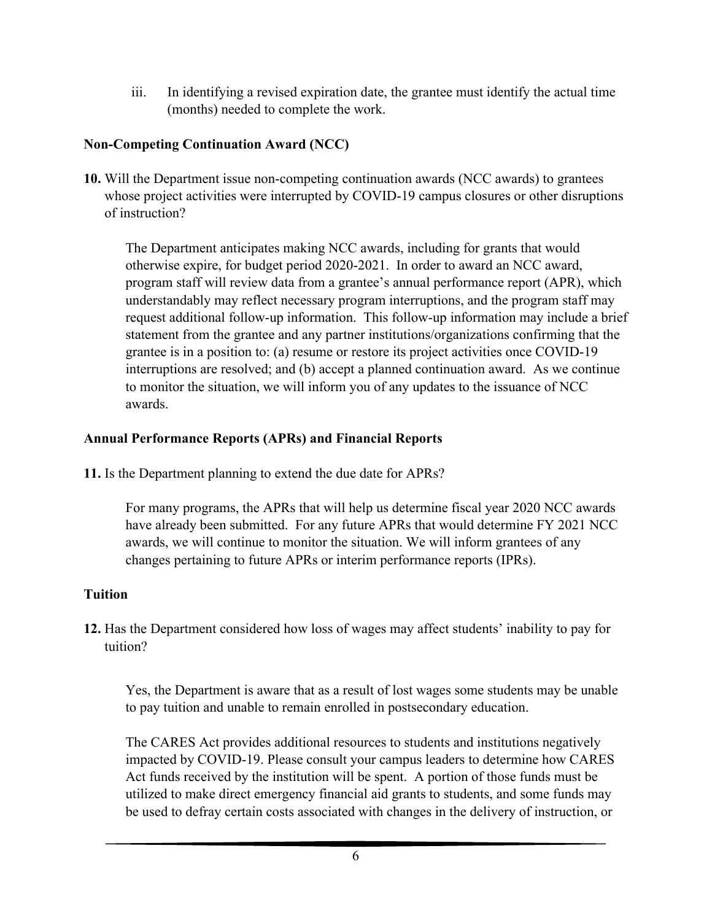iii. In identifying a revised expiration date, the grantee must identify the actual time (months) needed to complete the work.

**Non-Competing Continuation Award (NCC)**

**10.** Will the Department issue non-competing continuation awards (NCC awards) to grantees whose project activities were interrupted by COVID-19 campus closures or other disruptions of instruction?

The Department anticipates making NCC awards, including for grants that would otherwise expire, for budget period 2020-2021. In order to award an NCC award, program staff will review data from a grantee's annual performance report (APR), which understandably may reflect necessary program interruptions, and the program staff may request additional follow-up information. This follow-up information may include a brief statement from the grantee and any partner institutions/organizations confirming that the grantee is in a position to: (a) resume or restore its project activities once COVID-19 interruptions are resolved; and (b) accept a planned continuation award. As we continue to monitor the situation, we will inform you of any updates to the issuance of NCC awards.

**Annual Performance Reports (APRs) and Financial Reports**

**11.** Is the Department planning to extend the due date for APRs?

For many programs, the APRs that will help us determine fiscal year 2020 NCC awards have already been submitted. For any future APRs that would determine FY 2021 NCC awards, we will continue to monitor the situation. We will inform grantees of any changes pertaining to future APRs or interim performance reports (IPRs).

**Tuition**

**12.** Has the Department considered how loss of wages may affect students' inability to pay for tuition?

Yes, the Department is aware that as a result of lost wages some students may be unable to pay tuition and unable to remain enrolled in postsecondary education.

The CARES Act provides additional resources to students and institutions negatively impacted by COVID-19. Please consult your campus leaders to determine how CARES Act funds received by the institution will be spent. A portion of those funds must be utilized to make direct emergency financial aid grants to students, and some funds may be used to defray certain costs associated with changes in the delivery of instruction, or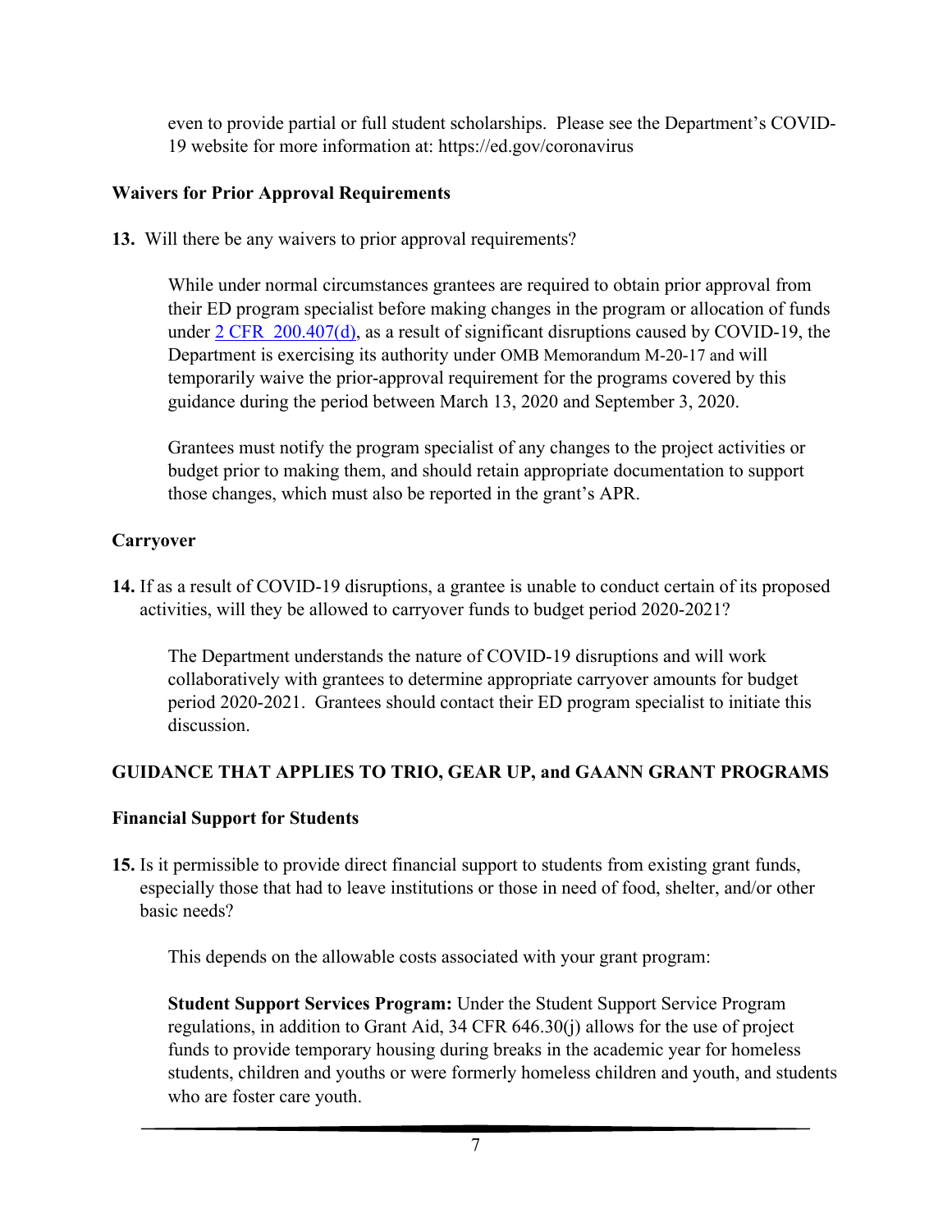even to provide partial or full student scholarships. Please see the Department's COVID-19 website for more information at: https://ed.gov/coronavirus

**Waivers for Prior Approval Requirements**

**13.** Will there be any waivers to prior approval requirements?

While under normal circumstances grantees are required to obtain prior approval from their ED program specialist before making changes in the program or allocation of funds under [2 CFR 200.407(d)](), as a result of significant disruptions caused by COVID-19, the Department is exercising its authority under OMB Memorandum M-20-17 and will temporarily waive the prior-approval requirement for the programs covered by this guidance during the period between March 13, 2020 and September 3, 2020.

Grantees must notify the program specialist of any changes to the project activities or budget prior to making them, and should retain appropriate documentation to support those changes, which must also be reported in the grant's APR.

**Carryover**

**14.** If as a result of COVID-19 disruptions, a grantee is unable to conduct certain of its proposed activities, will they be allowed to carryover funds to budget period 2020-2021?

The Department understands the nature of COVID-19 disruptions and will work collaboratively with grantees to determine appropriate carryover amounts for budget period 2020-2021. Grantees should contact their ED program specialist to initiate this discussion.

**GUIDANCE THAT APPLIES TO TRIO, GEAR UP, and GAANN GRANT PROGRAMS**

**Financial Support for Students**

**15.** Is it permissible to provide direct financial support to students from existing grant funds, especially those that had to leave institutions or those in need of food, shelter, and/or other basic needs?

This depends on the allowable costs associated with your grant program:

**Student Support Services Program:** Under the Student Support Service Program regulations, in addition to Grant Aid, 34 CFR 646.30(j) allows for the use of project funds to provide temporary housing during breaks in the academic year for homeless students, children and youths or were formerly homeless children and youth, and students who are foster care youth.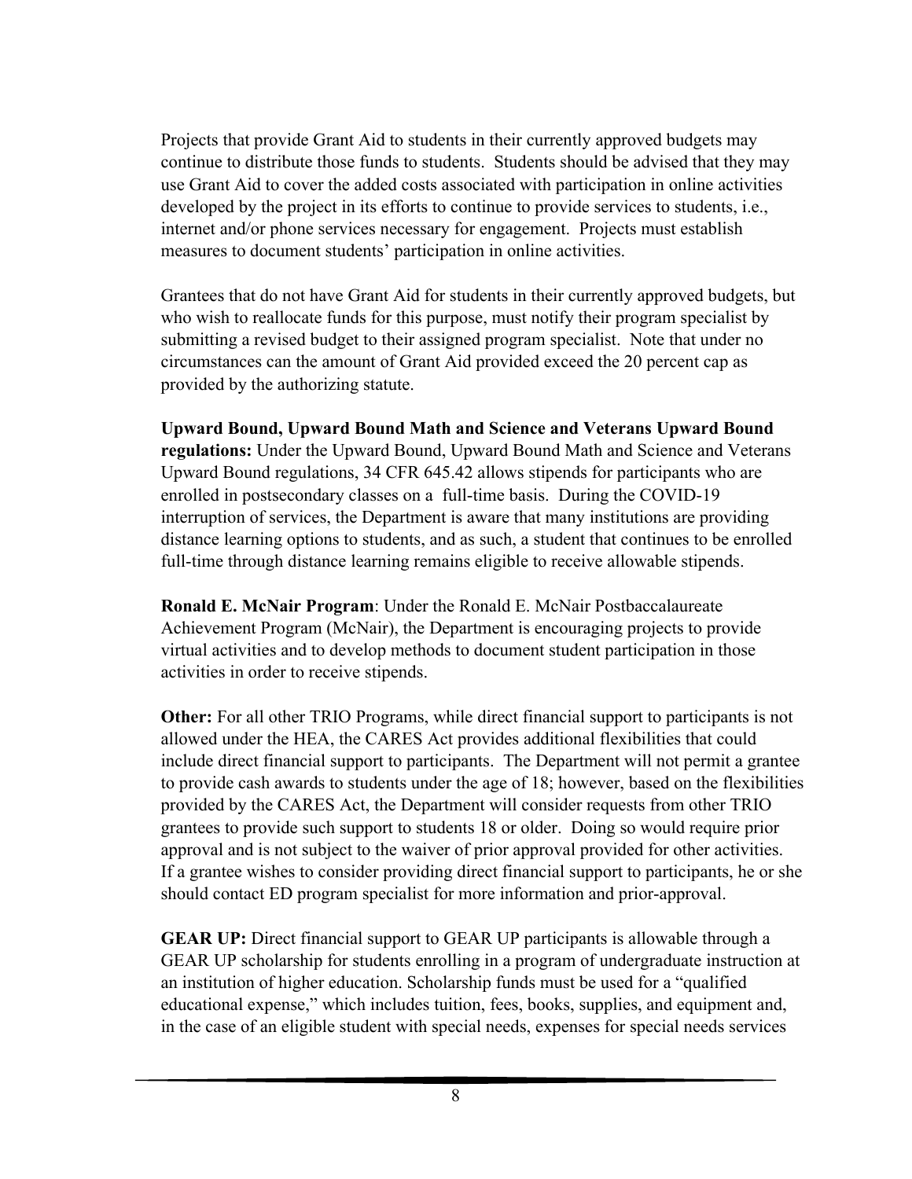Projects that provide Grant Aid to students in their currently approved budgets may continue to distribute those funds to students. Students should be advised that they may use Grant Aid to cover the added costs associated with participation in online activities developed by the project in its efforts to continue to provide services to students, i.e., internet and/or phone services necessary for engagement. Projects must establish measures to document students' participation in online activities.

Grantees that do not have Grant Aid for students in their currently approved budgets, but who wish to reallocate funds for this purpose, must notify their program specialist by submitting a revised budget to their assigned program specialist. Note that under no circumstances can the amount of Grant Aid provided exceed the 20 percent cap as provided by the authorizing statute.

**Upward Bound, Upward Bound Math and Science and Veterans Upward Bound regulations:** Under the Upward Bound, Upward Bound Math and Science and Veterans Upward Bound regulations, 34 CFR 645.42 allows stipends for participants who are enrolled in postsecondary classes on a full-time basis. During the COVID-19 interruption of services, the Department is aware that many institutions are providing distance learning options to students, and as such, a student that continues to be enrolled full-time through distance learning remains eligible to receive allowable stipends.

**Ronald E. McNair Program**: Under the Ronald E. McNair Postbaccalaureate Achievement Program (McNair), the Department is encouraging projects to provide virtual activities and to develop methods to document student participation in those activities in order to receive stipends.

**Other:** For all other TRIO Programs, while direct financial support to participants is not allowed under the HEA, the CARES Act provides additional flexibilities that could include direct financial support to participants. The Department will not permit a grantee to provide cash awards to students under the age of 18; however, based on the flexibilities provided by the CARES Act, the Department will consider requests from other TRIO grantees to provide such support to students 18 or older. Doing so would require prior approval and is not subject to the waiver of prior approval provided for other activities. If a grantee wishes to consider providing direct financial support to participants, he or she should contact ED program specialist for more information and prior-approval.

**GEAR UP:** Direct financial support to GEAR UP participants is allowable through a GEAR UP scholarship for students enrolling in a program of undergraduate instruction at an institution of higher education. Scholarship funds must be used for a "qualified educational expense," which includes tuition, fees, books, supplies, and equipment and, in the case of an eligible student with special needs, expenses for special needs services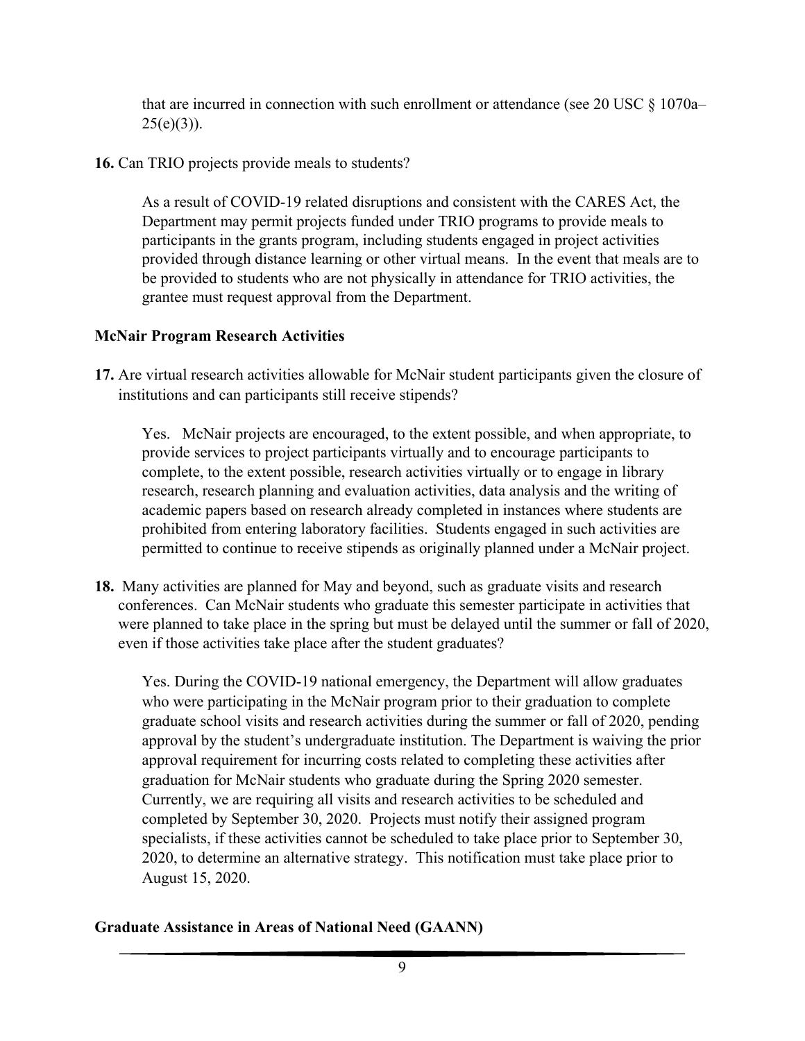that are incurred in connection with such enrollment or attendance (see 20 USC § 1070a–25(e)(3)).

**16.** Can TRIO projects provide meals to students?

As a result of COVID-19 related disruptions and consistent with the CARES Act, the Department may permit projects funded under TRIO programs to provide meals to participants in the grants program, including students engaged in project activities provided through distance learning or other virtual means. In the event that meals are to be provided to students who are not physically in attendance for TRIO activities, the grantee must request approval from the Department.

### McNair Program Research Activities

**17.** Are virtual research activities allowable for McNair student participants given the closure of institutions and can participants still receive stipends?

Yes. McNair projects are encouraged, to the extent possible, and when appropriate, to provide services to project participants virtually and to encourage participants to complete, to the extent possible, research activities virtually or to engage in library research, research planning and evaluation activities, data analysis and the writing of academic papers based on research already completed in instances where students are prohibited from entering laboratory facilities. Students engaged in such activities are permitted to continue to receive stipends as originally planned under a McNair project.

**18.** Many activities are planned for May and beyond, such as graduate visits and research conferences. Can McNair students who graduate this semester participate in activities that were planned to take place in the spring but must be delayed until the summer or fall of 2020, even if those activities take place after the student graduates?

Yes. During the COVID-19 national emergency, the Department will allow graduates who were participating in the McNair program prior to their graduation to complete graduate school visits and research activities during the summer or fall of 2020, pending approval by the student's undergraduate institution. The Department is waiving the prior approval requirement for incurring costs related to completing these activities after graduation for McNair students who graduate during the Spring 2020 semester. Currently, we are requiring all visits and research activities to be scheduled and completed by September 30, 2020. Projects must notify their assigned program specialists, if these activities cannot be scheduled to take place prior to September 30, 2020, to determine an alternative strategy. This notification must take place prior to August 15, 2020.

### Graduate Assistance in Areas of National Need (GAANN)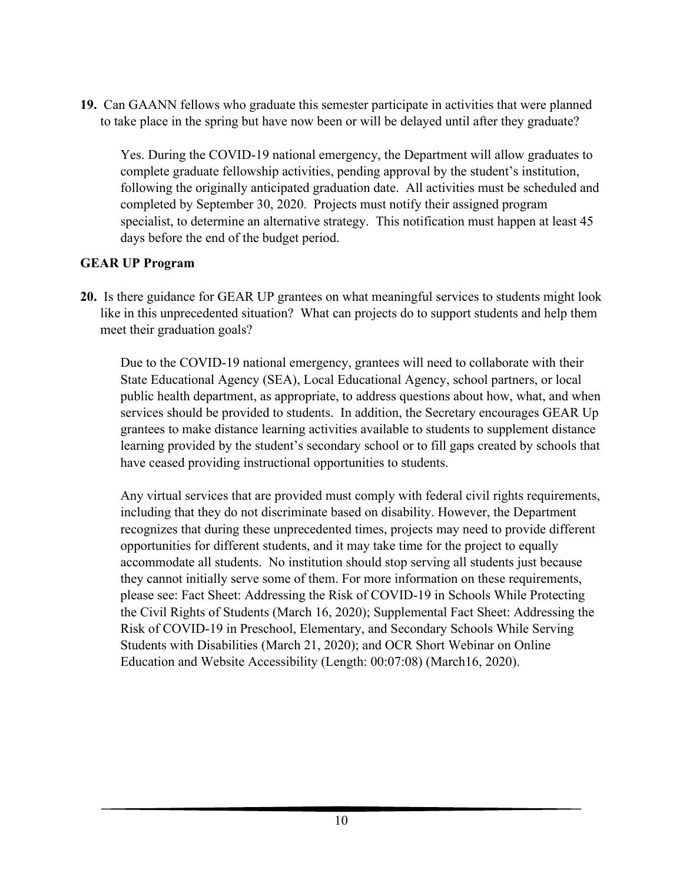**19.** Can GAANN fellows who graduate this semester participate in activities that were planned to take place in the spring but have now been or will be delayed until after they graduate?

Yes. During the COVID-19 national emergency, the Department will allow graduates to complete graduate fellowship activities, pending approval by the student's institution, following the originally anticipated graduation date. All activities must be scheduled and completed by September 30, 2020. Projects must notify their assigned program specialist, to determine an alternative strategy. This notification must happen at least 45 days before the end of the budget period.

**GEAR UP Program**

**20.** Is there guidance for GEAR UP grantees on what meaningful services to students might look like in this unprecedented situation? What can projects do to support students and help them meet their graduation goals?

Due to the COVID-19 national emergency, grantees will need to collaborate with their State Educational Agency (SEA), Local Educational Agency, school partners, or local public health department, as appropriate, to address questions about how, what, and when services should be provided to students. In addition, the Secretary encourages GEAR Up grantees to make distance learning activities available to students to supplement distance learning provided by the student's secondary school or to fill gaps created by schools that have ceased providing instructional opportunities to students.

Any virtual services that are provided must comply with federal civil rights requirements, including that they do not discriminate based on disability. However, the Department recognizes that during these unprecedented times, projects may need to provide different opportunities for different students, and it may take time for the project to equally accommodate all students. No institution should stop serving all students just because they cannot initially serve some of them. For more information on these requirements, please see: Fact Sheet: Addressing the Risk of COVID-19 in Schools While Protecting the Civil Rights of Students (March 16, 2020); Supplemental Fact Sheet: Addressing the Risk of COVID-19 in Preschool, Elementary, and Secondary Schools While Serving Students with Disabilities (March 21, 2020); and OCR Short Webinar on Online Education and Website Accessibility (Length: 00:07:08) (March16, 2020).